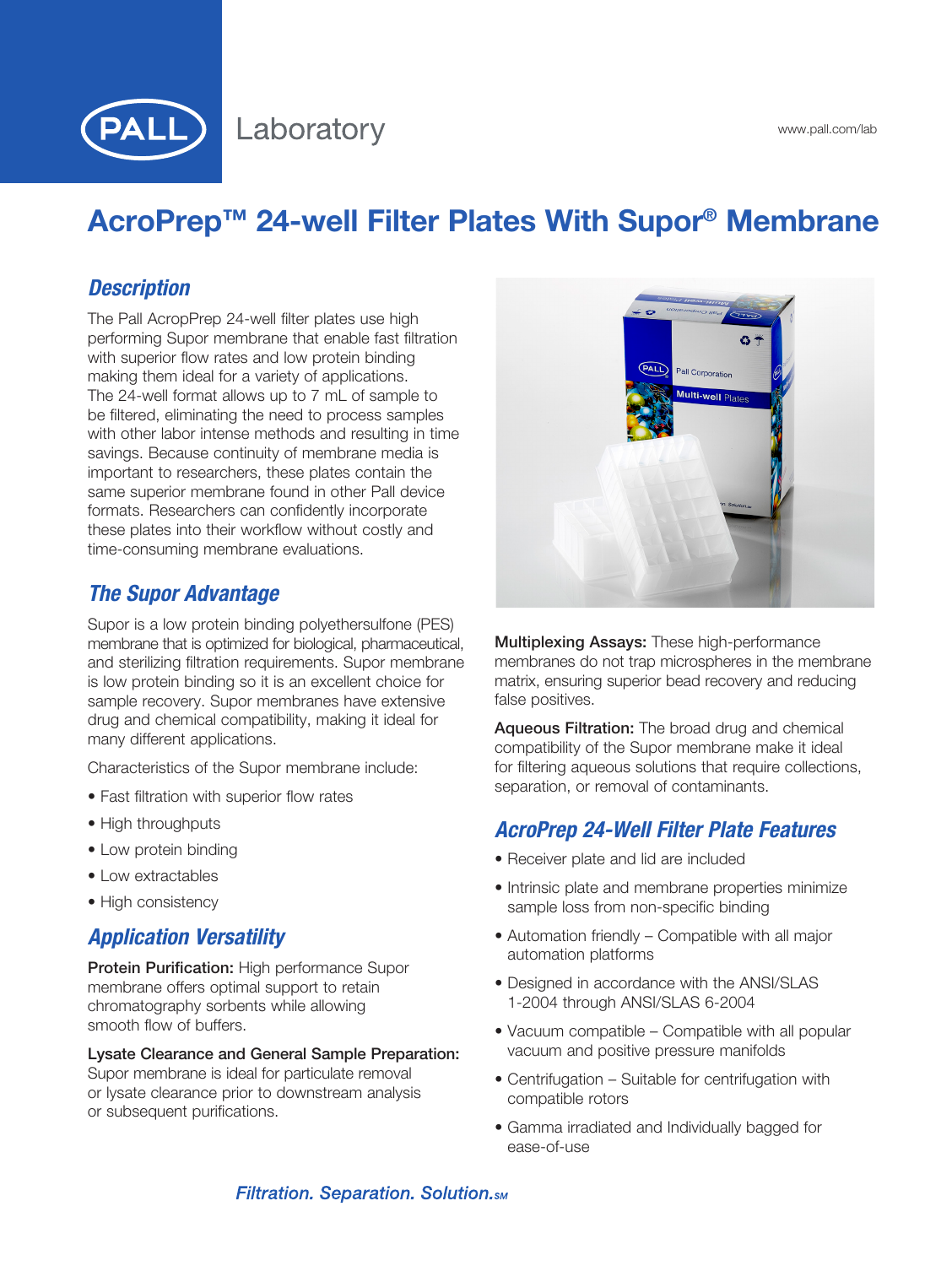# AcroPrep™ 24-well Filter Plates With Supor® Membrane

## Description

The Pall AcropPrep 24-well filter plates use high performing Supor membrane that enable fast filtration with superior flow rates and low protein binding making them ideal for a variety of applications. The 24-well format allows up to 7 mL of sample to be filtered, eliminating the need to process samples with other labor intense methods and resulting in time savings. Because continuity of membrane media is important to researchers, these plates contain the same superior membrane found in other Pall device formats. Researchers can confidently incorporate these plates into their workflow without costly and time-consuming membrane evaluations.

## The Supor Advantage

Supor is a low protein binding polyethersulfone (PES) membrane that is optimized for biological, pharmaceutical, and sterilizing filtration requirements. Supor membrane is low protein binding so it is an excellent choice for sample recovery. Supor membranes have extensive drug and chemical compatibility, making it ideal for many different applications.

Characteristics of the Supor membrane include:

- Fast filtration with superior flow rates
- High throughputs
- Low protein binding
- Low extractables
- High consistency

## Application Versatility

**Protein Purification:** High performance Supor membrane offers optimal support to retain chromatography sorbents while allowing smooth flow of buffers.

**Lysate Clearance and General Sample Preparation:** Supor membrane is ideal for particulate removal or lysate clearance prior to downstream analysis or subsequent purifications.

**Multiplexing Assays:** These high-performance membranes do not trap microspheres in the membrane matrix, ensuring superior bead recovery and reducing false positives.

**Aqueous Filtration:** The broad drug and chemical compatibility of the Supor membrane make it ideal for filtering aqueous solutions that require collections, separation, or removal of contaminants.

## AcroPrep 24-Well Filter Plate Features

- Receiver plate and lid are included
- Intrinsic plate and membrane properties minimize sample loss from non-specific binding
- Automation friendly – Compatible with all major automation platforms
- Designed in accordance with the ANSI/SLAS 1-2004 through ANSI/SLAS 6-2004
- Vacuum compatible – Compatible with all popular vacuum and positive pressure manifolds
- Centrifugation – Suitable for centrifugation with compatible rotors
- Gamma irradiated and Individually bagged for ease-of-use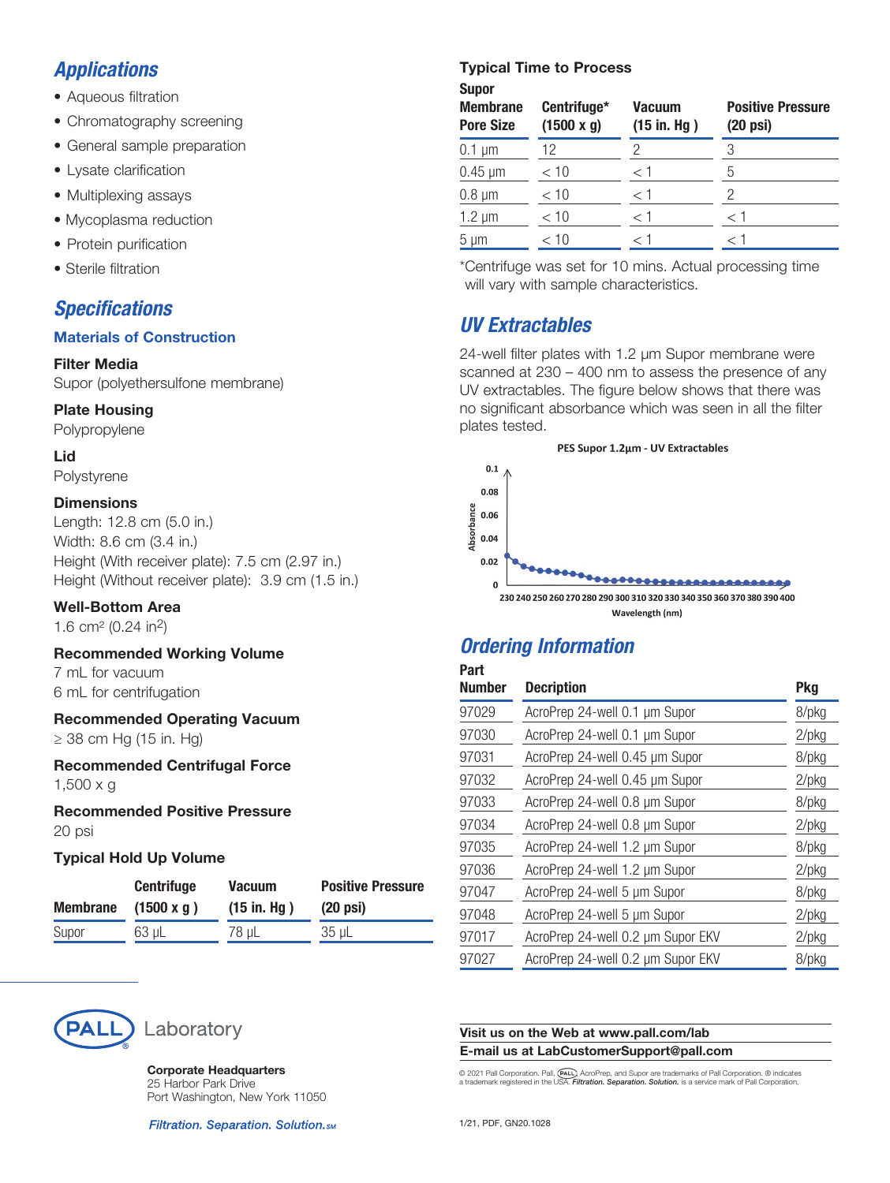## Applications

- Aqueous filtration
- Chromatography screening
- General sample preparation
- Lysate clarification
- Multiplexing assays
- Mycoplasma reduction
- Protein purification
- Sterile filtration

## Specifications

### Materials of Construction

**Filter Media**
Supor (polyethersulfone membrane)

**Plate Housing**
Polypropylene

**Lid**
Polystyrene

**Dimensions**
Length: 12.8 cm (5.0 in.)
Width: 8.6 cm (3.4 in.)
Height (With receiver plate): 7.5 cm (2.97 in.)
Height (Without receiver plate): 3.9 cm (1.5 in.)

**Well-Bottom Area**
1.6 cm$^2$ (0.24 in$^2$)

**Recommended Working Volume**
7 mL for vacuum
6 mL for centrifugation

**Recommended Operating Vacuum**
≥ 38 cm Hg (15 in. Hg)

**Recommended Centrifugal Force**
1,500 x g

**Recommended Positive Pressure**
20 psi

**Typical Hold Up Volume**

| Membrane | Centrifuge (1500 x g ) | Vacuum (15 in. Hg ) | Positive Pressure (20 psi) |
|---|---|---|---|
| Supor | 63 µL | 78 µL | 35 µL |

**Typical Time to Process**

| Supor Membrane Pore Size | Centrifuge* (1500 x g) | Vacuum (15 in. Hg ) | Positive Pressure (20 psi) |
|---|---|---|---|
| 0.1 µm | 12 | 2 | 3 |
| 0.45 µm | < 10 | < 1 | 5 |
| 0.8 µm | < 10 | < 1 | 2 |
| 1.2 µm | < 10 | < 1 | < 1 |
| 5 µm | < 10 | < 1 | < 1 |

*Centrifuge was set for 10 mins. Actual processing time will vary with sample characteristics.

## UV Extractables

24-well filter plates with 1.2 µm Supor membrane were scanned at 230 – 400 nm to assess the presence of any UV extractables. The figure below shows that there was no significant absorbance which was seen in all the filter plates tested.

PES Supor 1.2µm - UV Extractables
Absorbance
0.1
0.08
0.06
0.04
0.02
0
230 240 250 260 270 280 290 300 310 320 330 340 350 360 370 380 390 400
Wavelength (nm)

## Ordering Information

| Part Number | Decription | Pkg |
|---|---|---|
| 97029 | AcroPrep 24-well 0.1 µm Supor | 8/pkg |
| 97030 | AcroPrep 24-well 0.1 µm Supor | 2/pkg |
| 97031 | AcroPrep 24-well 0.45 µm Supor | 8/pkg |
| 97032 | AcroPrep 24-well 0.45 µm Supor | 2/pkg |
| 97033 | AcroPrep 24-well 0.8 µm Supor | 8/pkg |
| 97034 | AcroPrep 24-well 0.8 µm Supor | 2/pkg |
| 97035 | AcroPrep 24-well 1.2 µm Supor | 8/pkg |
| 97036 | AcroPrep 24-well 1.2 µm Supor | 2/pkg |
| 97047 | AcroPrep 24-well 5 µm Supor | 8/pkg |
| 97048 | AcroPrep 24-well 5 µm Supor | 2/pkg |
| 97017 | AcroPrep 24-well 0.2 µm Supor EKV | 2/pkg |
| 97027 | AcroPrep 24-well 0.2 µm Supor EKV | 8/pkg |

PALL Laboratory

**Corporate Headquarters**
25 Harbor Park Drive
Port Washington, New York 11050

*Filtration. Separation. Solution.*SM

**Visit us on the Web at www.pall.com/lab**
**E-mail us at LabCustomerSupport@pall.com**

© 2021 Pall Corporation. Pall, PALL, AcroPrep, and Supor are trademarks of Pall Corporation. ® indicates a trademark registered in the USA. *Filtration. Separation. Solution.* is a service mark of Pall Corporation.

1/21, PDF, GN20.1028